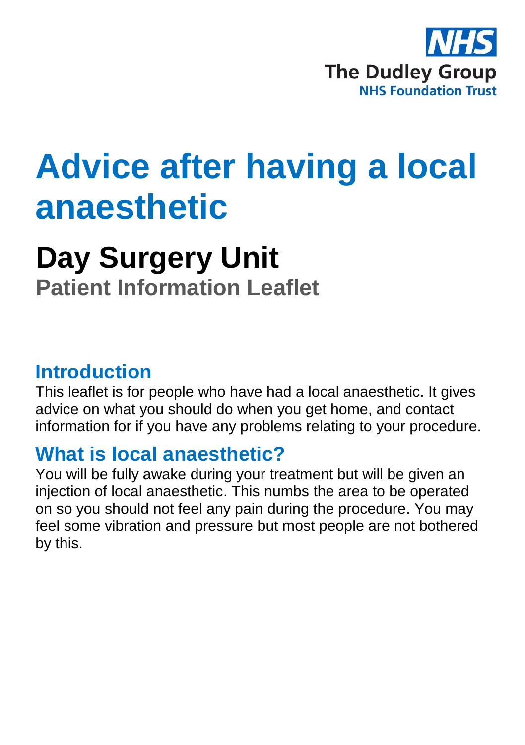NHS
The Dudley Group
NHS Foundation Trust

# Advice after having a local anaesthetic

## Day Surgery Unit

### Patient Information Leaflet

## Introduction

This leaflet is for people who have had a local anaesthetic. It gives advice on what you should do when you get home, and contact information for if you have any problems relating to your procedure.

## What is local anaesthetic?

You will be fully awake during your treatment but will be given an injection of local anaesthetic. This numbs the area to be operated on so you should not feel any pain during the procedure. You may feel some vibration and pressure but most people are not bothered by this.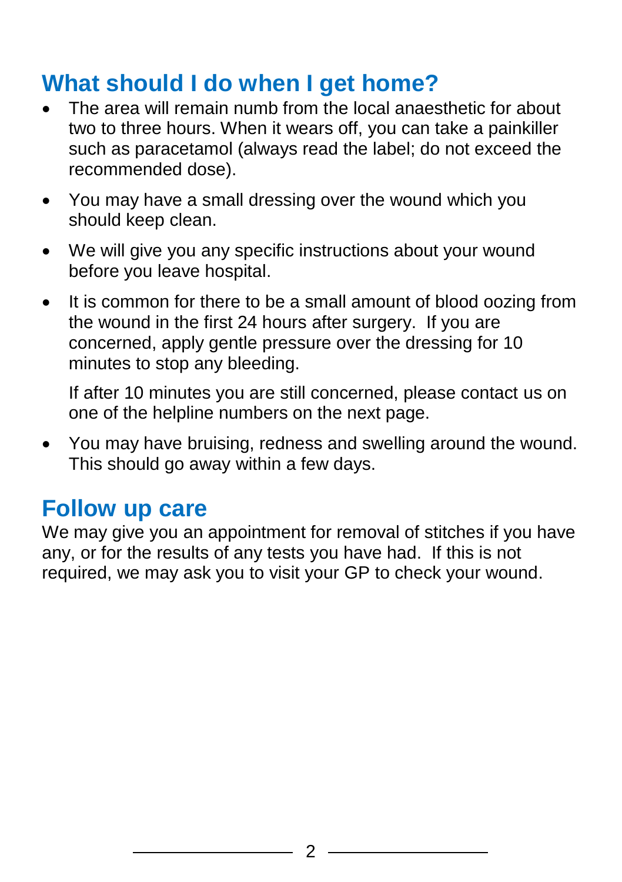## What should I do when I get home?

- The area will remain numb from the local anaesthetic for about two to three hours. When it wears off, you can take a painkiller such as paracetamol (always read the label; do not exceed the recommended dose).
- You may have a small dressing over the wound which you should keep clean.
- We will give you any specific instructions about your wound before you leave hospital.
- It is common for there to be a small amount of blood oozing from the wound in the first 24 hours after surgery. If you are concerned, apply gentle pressure over the dressing for 10 minutes to stop any bleeding.

  If after 10 minutes you are still concerned, please contact us on one of the helpline numbers on the next page.
- You may have bruising, redness and swelling around the wound. This should go away within a few days.

## Follow up care

We may give you an appointment for removal of stitches if you have any, or for the results of any tests you have had. If this is not required, we may ask you to visit your GP to check your wound.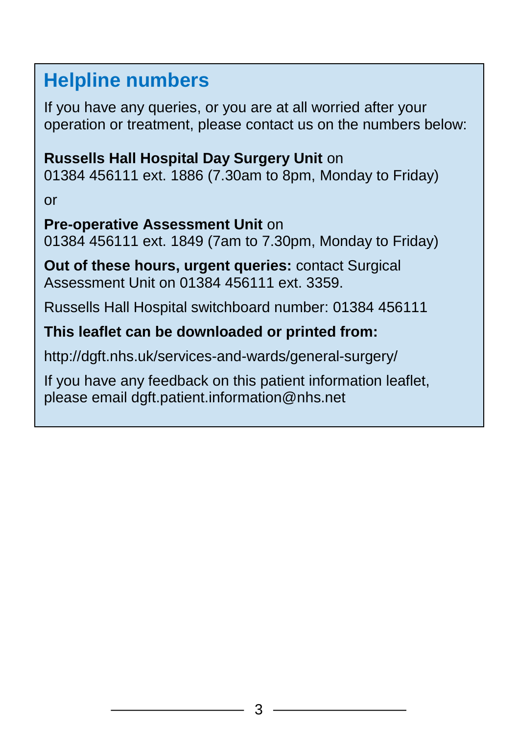## Helpline numbers

If you have any queries, or you are at all worried after your operation or treatment, please contact us on the numbers below:

**Russells Hall Hospital Day Surgery Unit** on
01384 456111 ext. 1886 (7.30am to 8pm, Monday to Friday)

or

**Pre-operative Assessment Unit** on
01384 456111 ext. 1849 (7am to 7.30pm, Monday to Friday)

**Out of these hours, urgent queries:** contact Surgical Assessment Unit on 01384 456111 ext. 3359.

Russells Hall Hospital switchboard number: 01384 456111

**This leaflet can be downloaded or printed from:**

http://dgft.nhs.uk/services-and-wards/general-surgery/

If you have any feedback on this patient information leaflet, please email dgft.patient.information@nhs.net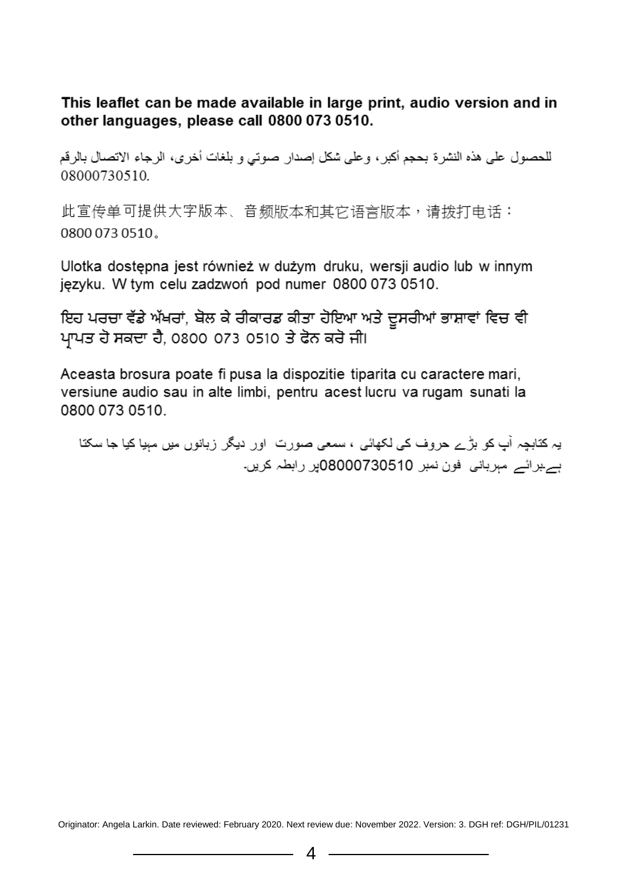**This leaflet can be made available in large print, audio version and in other languages, please call 0800 073 0510.**

للحصول على هذه النشرة بحجم أكبر، وعلى شكل إصدار صوتي و بلغات أخرى، الرجاء الاتصال بالرقم 08000730510.

此宣传单可提供大字版本、音频版本和其它语言版本，请拨打电话：0800 073 0510。

Ulotka dostępna jest również w dużym druku, wersji audio lub w innym języku. W tym celu zadzwoń pod numer 0800 073 0510.

ਇਹ ਪਰਚਾ ਵੱਡੇ ਅੱਖਰਾਂ, ਬੋਲ ਕੇ ਰੀਕਾਰਡ ਕੀਤਾ ਹੋਇਆ ਅਤੇ ਦੂਸਰੀਆਂ ਭਾਸ਼ਾਵਾਂ ਵਿਚ ਵੀ ਪ੍ਰਾਪਤ ਹੋ ਸਕਦਾ ਹੈ, 0800 073 0510 ਤੇ ਫੋਨ ਕਰੋ ਜੀ।

Aceasta brosura poate fi pusa la dispozitie tiparita cu caractere mari, versiune audio sau in alte limbi, pentru acest lucru va rugam sunati la 0800 073 0510.

یہ کتابچہ آپ کو بڑے حروف کی لکھائی ، سمعی صورت اور دیگر زبانوں میں مہیا کیا جا سکتا ہے۔برائے مہربانی فون نمبر 08000730510پر رابطہ کریں۔

Originator: Angela Larkin. Date reviewed: February 2020. Next review due: November 2022. Version: 3. DGH ref: DGH/PIL/01231